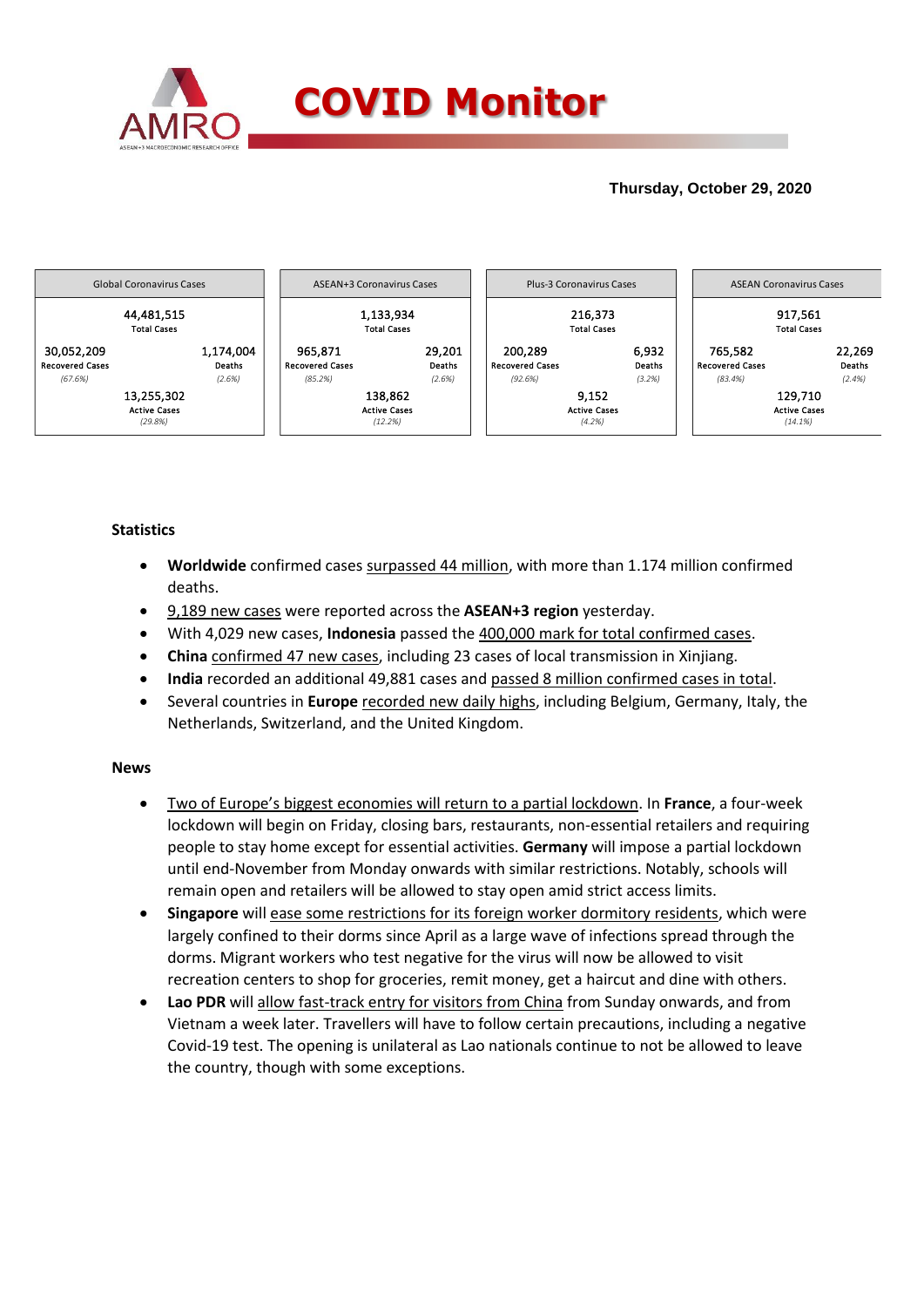# COVID Monitor

**Thursday, October 29, 2020**

| Global Coronavirus Cases | | ASEAN+3 Coronavirus Cases | | Plus-3 Coronavirus Cases | | ASEAN Coronavirus Cases | |
|---|---|---|---|---|---|---|---|
| 44,481,515 Total Cases | | 1,133,934 Total Cases | | 216,373 Total Cases | | 917,561 Total Cases | |
| 30,052,209 Recovered Cases (67.6%) | 1,174,004 Deaths (2.6%) | 965,871 Recovered Cases (85.2%) | 29,201 Deaths (2.6%) | 200,289 Recovered Cases (92.6%) | 6,932 Deaths (3.2%) | 765,582 Recovered Cases (83.4%) | 22,269 Deaths (2.4%) |
| 13,255,302 Active Cases (29.8%) | | 138,862 Active Cases (12.2%) | | 9,152 Active Cases (4.2%) | | 129,710 Active Cases (14.1%) | |

**Statistics**

- **Worldwide** confirmed cases surpassed 44 million, with more than 1.174 million confirmed deaths.
- 9,189 new cases were reported across the **ASEAN+3 region** yesterday.
- With 4,029 new cases, **Indonesia** passed the 400,000 mark for total confirmed cases.
- **China** confirmed 47 new cases, including 23 cases of local transmission in Xinjiang.
- **India** recorded an additional 49,881 cases and passed 8 million confirmed cases in total.
- Several countries in **Europe** recorded new daily highs, including Belgium, Germany, Italy, the Netherlands, Switzerland, and the United Kingdom.

**News**

- Two of Europe's biggest economies will return to a partial lockdown. In **France**, a four-week lockdown will begin on Friday, closing bars, restaurants, non-essential retailers and requiring people to stay home except for essential activities. **Germany** will impose a partial lockdown until end-November from Monday onwards with similar restrictions. Notably, schools will remain open and retailers will be allowed to stay open amid strict access limits.
- **Singapore** will ease some restrictions for its foreign worker dormitory residents, which were largely confined to their dorms since April as a large wave of infections spread through the dorms. Migrant workers who test negative for the virus will now be allowed to visit recreation centers to shop for groceries, remit money, get a haircut and dine with others.
- **Lao PDR** will allow fast-track entry for visitors from China from Sunday onwards, and from Vietnam a week later. Travellers will have to follow certain precautions, including a negative Covid-19 test. The opening is unilateral as Lao nationals continue to not be allowed to leave the country, though with some exceptions.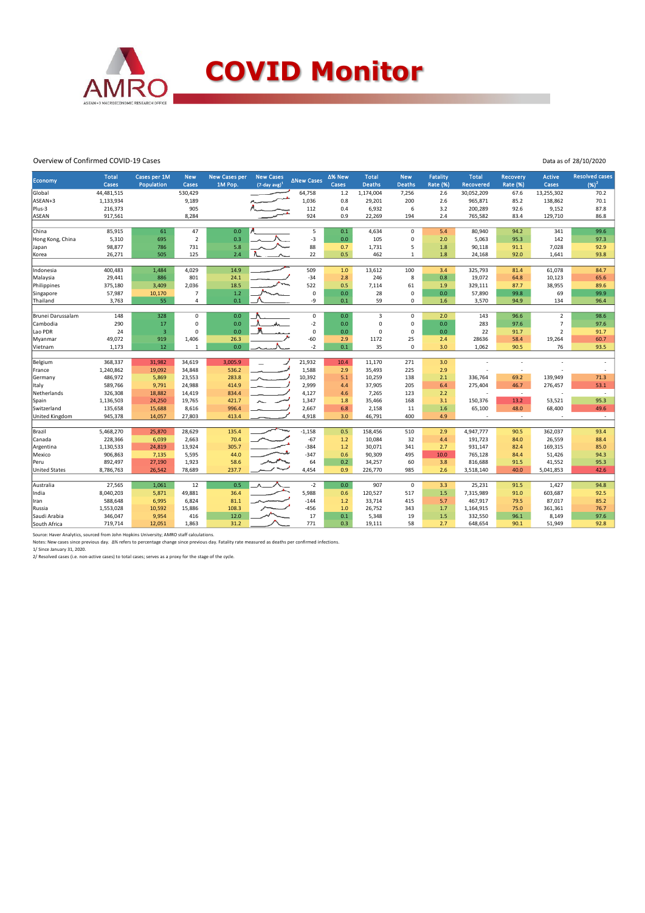# COVID Monitor

Overview of Confirmed COVID-19 Cases

Data as of 28/10/2020

| Economy | Total Cases | Cases per 1M Population | New Cases | New Cases per 1M Pop. | New Cases (7-day avg)[1] | ΔNew Cases | Δ% New Cases | Total Deaths | New Deaths | Fatality Rate (%) | Total Recovered | Recovery Rate (%) | Active Cases | Resolved cases (%)[2] |
|---|---|---|---|---|---|---|---|---|---|---|---|---|---|---|
| Global | 44,481,515 | | 530,429 | | | 64,758 | 1.2 | 1,174,004 | 7,256 | 2.6 | 30,052,209 | 67.6 | 13,255,302 | 70.2 |
| ASEAN+3 | 1,133,934 | | 9,189 | | | 1,036 | 0.8 | 29,201 | 200 | 2.6 | 965,871 | 85.2 | 138,862 | 70.1 |
| Plus-3 | 216,373 | | 905 | | | 112 | 0.4 | 6,932 | 6 | 3.2 | 200,289 | 92.6 | 9,152 | 87.8 |
| ASEAN | 917,561 | | 8,284 | | | 924 | 0.9 | 22,269 | 194 | 2.4 | 765,582 | 83.4 | 129,710 | 86.8 |
| | | | | | | | | | | | | | | |
| China | 85,915 | 61 | 47 | 0.0 | | 5 | 0.1 | 4,634 | 0 | 5.4 | 80,940 | 94.2 | 341 | 99.6 |
| Hong Kong, China | 5,310 | 695 | 2 | 0.3 | | -3 | 0.0 | 105 | 0 | 2.0 | 5,063 | 95.3 | 142 | 97.3 |
| Japan | 98,877 | 786 | 731 | 5.8 | | 88 | 0.7 | 1,731 | 5 | 1.8 | 90,118 | 91.1 | 7,028 | 92.9 |
| Korea | 26,271 | 505 | 125 | 2.4 | | 22 | 0.5 | 462 | 1 | 1.8 | 24,168 | 92.0 | 1,641 | 93.8 |
| | | | | | | | | | | | | | | |
| Indonesia | 400,483 | 1,484 | 4,029 | 14.9 | | 509 | 1.0 | 13,612 | 100 | 3.4 | 325,793 | 81.4 | 61,078 | 84.7 |
| Malaysia | 29,441 | 886 | 801 | 24.1 | | -34 | 2.8 | 246 | 8 | 0.8 | 19,072 | 64.8 | 10,123 | 65.6 |
| Philippines | 375,180 | 3,409 | 2,036 | 18.5 | | 522 | 0.5 | 7,114 | 61 | 1.9 | 329,111 | 87.7 | 38,955 | 89.6 |
| Singapore | 57,987 | 10,170 | 7 | 1.2 | | 0 | 0.0 | 28 | 0 | 0.0 | 57,890 | 99.8 | 69 | 99.9 |
| Thailand | 3,763 | 55 | 4 | 0.1 | | -9 | 0.1 | 59 | 0 | 1.6 | 3,570 | 94.9 | 134 | 96.4 |
| | | | | | | | | | | | | | | |
| Brunei Darussalam | 148 | 328 | 0 | 0.0 | | 0 | 0.0 | 3 | 0 | 2.0 | 143 | 96.6 | 2 | 98.6 |
| Cambodia | 290 | 17 | 0 | 0.0 | | -2 | 0.0 | 0 | 0 | 0.0 | 283 | 97.6 | 7 | 97.6 |
| Lao PDR | 24 | 3 | 0 | 0.0 | | 0 | 0.0 | 0 | 0 | 0.0 | 22 | 91.7 | 2 | 91.7 |
| Myanmar | 49,072 | 919 | 1,406 | 26.3 | | -60 | 2.9 | 1172 | 25 | 2.4 | 28636 | 58.4 | 19,264 | 60.7 |
| Vietnam | 1,173 | 12 | 1 | 0.0 | | -2 | 0.1 | 35 | 0 | 3.0 | 1,062 | 90.5 | 76 | 93.5 |
| | | | | | | | | | | | | | | |
| Belgium | 368,337 | 31,982 | 34,619 | 3,005.9 | | 21,932 | 10.4 | 11,170 | 271 | 3.0 | - | - | - | - |
| France | 1,240,862 | 19,092 | 34,848 | 536.2 | | 1,588 | 2.9 | 35,493 | 225 | 2.9 | - | - | - | - |
| Germany | 486,972 | 5,869 | 23,553 | 283.8 | | 10,392 | 5.1 | 10,259 | 138 | 2.1 | 336,764 | 69.2 | 139,949 | 71.3 |
| Italy | 589,766 | 9,791 | 24,988 | 414.9 | | 2,999 | 4.4 | 37,905 | 205 | 6.4 | 275,404 | 46.7 | 276,457 | 53.1 |
| Netherlands | 326,308 | 18,882 | 14,419 | 834.4 | | 4,127 | 4.6 | 7,265 | 123 | 2.2 | - | - | - | - |
| Spain | 1,136,503 | 24,250 | 19,765 | 421.7 | | 1,347 | 1.8 | 35,466 | 168 | 3.1 | 150,376 | 13.2 | 53,521 | 95.3 |
| Switzerland | 135,658 | 15,688 | 8,616 | 996.4 | | 2,667 | 6.8 | 2,158 | 11 | 1.6 | 65,100 | 48.0 | 68,400 | 49.6 |
| United Kingdom | 945,378 | 14,057 | 27,803 | 413.4 | | 4,918 | 3.0 | 46,791 | 400 | 4.9 | - | - | - | - |
| | | | | | | | | | | | | | | |
| Brazil | 5,468,270 | 25,870 | 28,629 | 135.4 | | -1,158 | 0.5 | 158,456 | 510 | 2.9 | 4,947,777 | 90.5 | 362,037 | 93.4 |
| Canada | 228,366 | 6,039 | 2,663 | 70.4 | | -67 | 1.2 | 10,084 | 32 | 4.4 | 191,723 | 84.0 | 26,559 | 88.4 |
| Argentina | 1,130,533 | 24,819 | 13,924 | 305.7 | | -384 | 1.2 | 30,071 | 341 | 2.7 | 931,147 | 82.4 | 169,315 | 85.0 |
| Mexico | 906,863 | 7,135 | 5,595 | 44.0 | | -347 | 0.6 | 90,309 | 495 | 10.0 | 765,128 | 84.4 | 51,426 | 94.3 |
| Peru | 892,497 | 27,190 | 1,923 | 58.6 | | 64 | 0.2 | 34,257 | 60 | 3.8 | 816,688 | 91.5 | 41,552 | 95.3 |
| United States | 8,786,763 | 26,542 | 78,689 | 237.7 | | 4,454 | 0.9 | 226,770 | 985 | 2.6 | 3,518,140 | 40.0 | 5,041,853 | 42.6 |
| | | | | | | | | | | | | | | |
| Australia | 27,565 | 1,061 | 12 | 0.5 | | -2 | 0.0 | 907 | 0 | 3.3 | 25,231 | 91.5 | 1,427 | 94.8 |
| India | 8,040,203 | 5,871 | 49,881 | 36.4 | | 5,988 | 0.6 | 120,527 | 517 | 1.5 | 7,315,989 | 91.0 | 603,687 | 92.5 |
| Iran | 588,648 | 6,995 | 6,824 | 81.1 | | -144 | 1.2 | 33,714 | 415 | 5.7 | 467,917 | 79.5 | 87,017 | 85.2 |
| Russia | 1,553,028 | 10,592 | 15,886 | 108.3 | | -456 | 1.0 | 26,752 | 343 | 1.7 | 1,164,915 | 75.0 | 361,361 | 76.7 |
| Saudi Arabia | 346,047 | 9,954 | 416 | 12.0 | | 17 | 0.1 | 5,348 | 19 | 1.5 | 332,550 | 96.1 | 8,149 | 97.6 |
| South Africa | 719,714 | 12,051 | 1,863 | 31.2 | | 771 | 0.3 | 19,111 | 58 | 2.7 | 648,654 | 90.1 | 51,949 | 92.8 |

Source: Haver Analytics, sourced from John Hopkins University; AMRO staff calculations.

Notes: New cases since previous day. Δ% refers to percentage change since previous day. Fatality rate measured as deaths per confirmed infections.

1/ Since January 31, 2020.

2/ Resolved cases (i.e. non-active cases) to total cases; serves as a proxy for the stage of the cycle.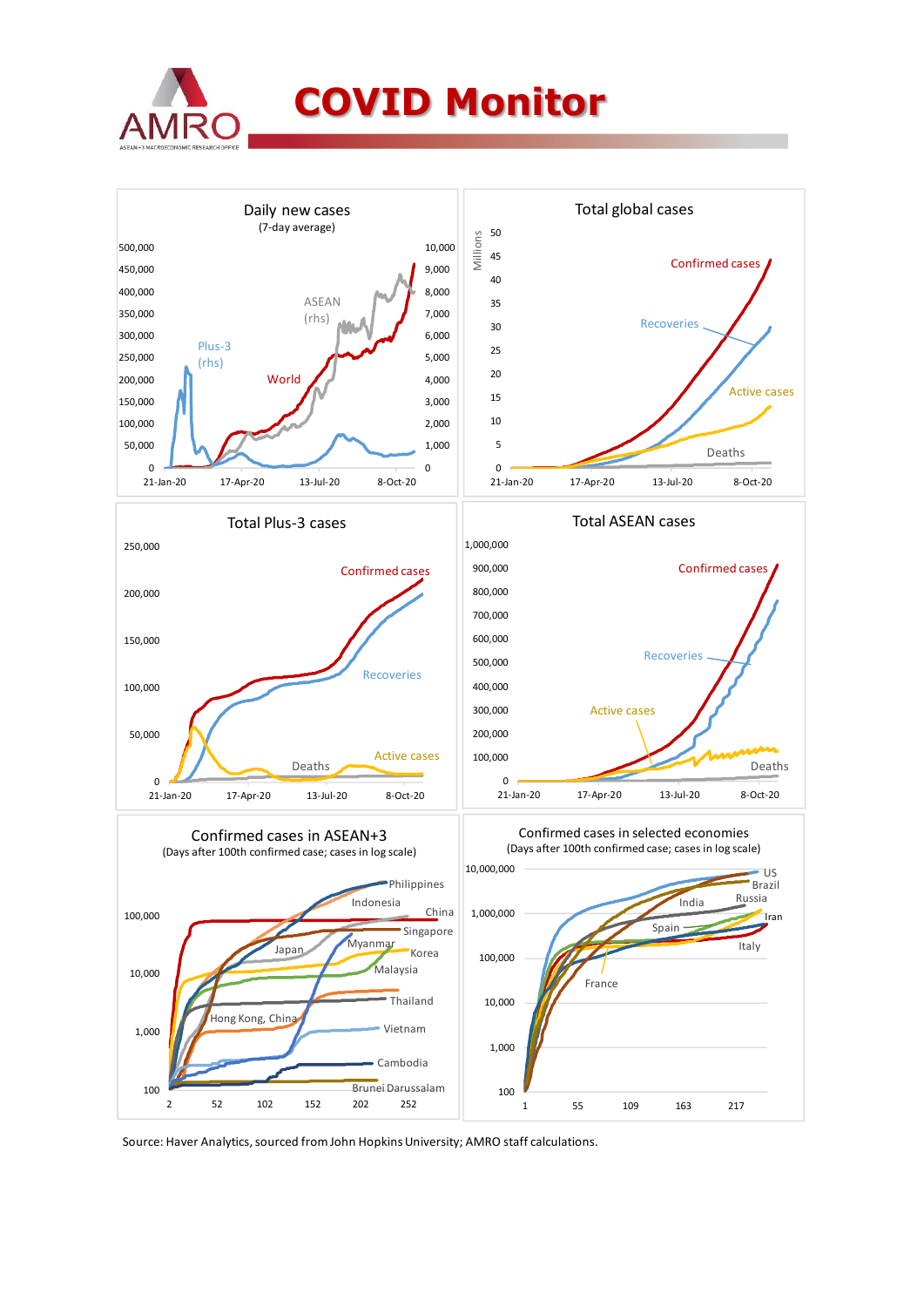# COVID Monitor

AMRO
ASEAN+3 MACROECONOMIC RESEARCH OFFICE

## Daily new cases
(7-day average)

500,000
450,000
400,000
350,000
300,000
250,000
200,000
150,000
100,000
50,000
0

10,000
9,000
8,000
7,000
6,000
5,000
4,000
3,000
2,000
1,000
0

ASEAN (rhs)
Plus-3 (rhs)
World

21-Jan-20 17-Apr-20 13-Jul-20 8-Oct-20

## Total global cases

Millions

50
45
40
35
30
25
20
15
10
5
0

Confirmed cases
Recoveries
Active cases
Deaths

21-Jan-20 17-Apr-20 13-Jul-20 8-Oct-20

## Total Plus-3 cases

250,000
200,000
150,000
100,000
50,000
0

Confirmed cases
Recoveries
Active cases
Deaths

21-Jan-20 17-Apr-20 13-Jul-20 8-Oct-20

## Total ASEAN cases

1,000,000
900,000
800,000
700,000
600,000
500,000
400,000
300,000
200,000
100,000
0

Confirmed cases
Recoveries
Active cases
Deaths

21-Jan-20 17-Apr-20 13-Jul-20 8-Oct-20

## Confirmed cases in ASEAN+3
(Days after 100th confirmed case; cases in log scale)

100,000
10,000
1,000
100

Philippines
Indonesia
China
Singapore
Japan
Myanmar
Korea
Malaysia
Thailand
Hong Kong, China
Vietnam
Cambodia
Brunei Darussalam

2 52 102 152 202 252

## Confirmed cases in selected economies
(Days after 100th confirmed case; cases in log scale)

10,000,000
1,000,000
100,000
10,000
1,000
100

US
Brazil
India
Russia
Iran
Spain
Italy
France

1 55 109 163 217

Source: Haver Analytics, sourced from John Hopkins University; AMRO staff calculations.